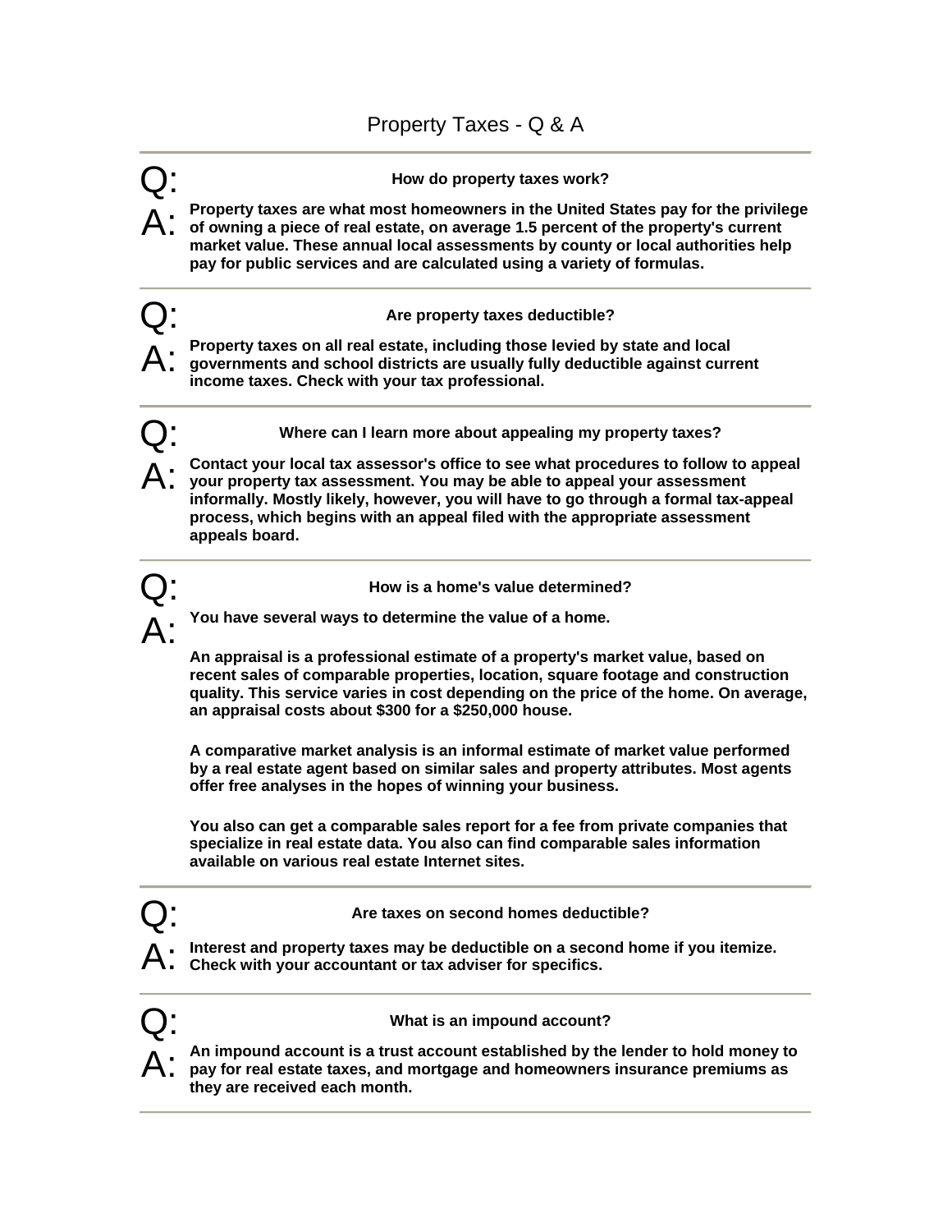# Property Taxes - Q & A

---

**Q: How do property taxes work?**

**A:** **Property taxes are what most homeowners in the United States pay for the privilege of owning a piece of real estate, on average 1.5 percent of the property's current market value. These annual local assessments by county or local authorities help pay for public services and are calculated using a variety of formulas.**

---

**Q: Are property taxes deductible?**

**A:** **Property taxes on all real estate, including those levied by state and local governments and school districts are usually fully deductible against current income taxes. Check with your tax professional.**

---

**Q: Where can I learn more about appealing my property taxes?**

**A:** **Contact your local tax assessor's office to see what procedures to follow to appeal your property tax assessment. You may be able to appeal your assessment informally. Mostly likely, however, you will have to go through a formal tax-appeal process, which begins with an appeal filed with the appropriate assessment appeals board.**

---

**Q: How is a home's value determined?**

**A:** **You have several ways to determine the value of a home.**

**An appraisal is a professional estimate of a property's market value, based on recent sales of comparable properties, location, square footage and construction quality. This service varies in cost depending on the price of the home. On average, an appraisal costs about $300 for a $250,000 house.**

**A comparative market analysis is an informal estimate of market value performed by a real estate agent based on similar sales and property attributes. Most agents offer free analyses in the hopes of winning your business.**

**You also can get a comparable sales report for a fee from private companies that specialize in real estate data. You also can find comparable sales information available on various real estate Internet sites.**

---

**Q: Are taxes on second homes deductible?**

**A:** **Interest and property taxes may be deductible on a second home if you itemize. Check with your accountant or tax adviser for specifics.**

---

**Q: What is an impound account?**

**A:** **An impound account is a trust account established by the lender to hold money to pay for real estate taxes, and mortgage and homeowners insurance premiums as they are received each month.**

---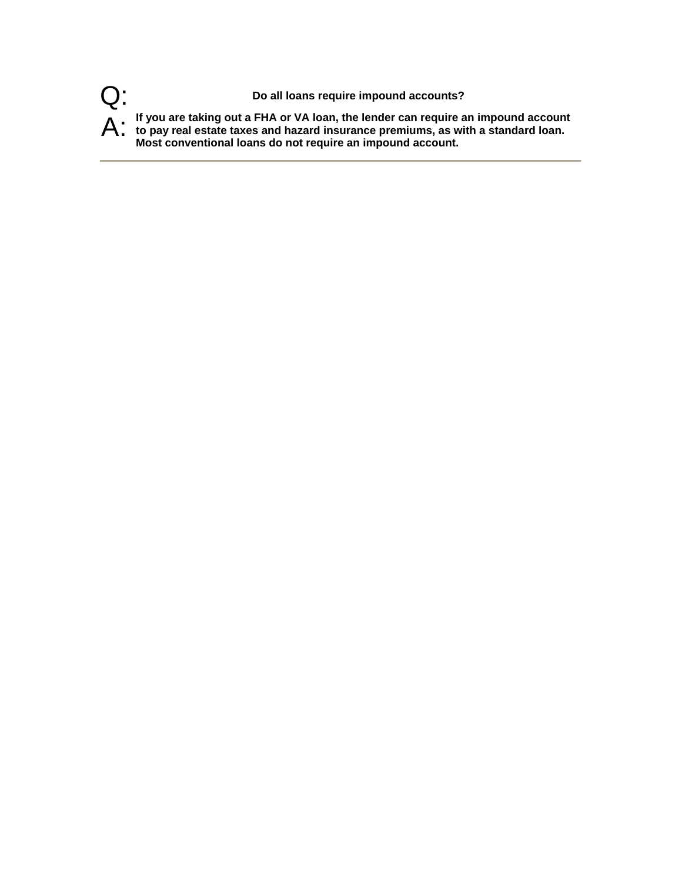Q: **Do all loans require impound accounts?**

A: **If you are taking out a FHA or VA loan, the lender can require an impound account to pay real estate taxes and hazard insurance premiums, as with a standard loan. Most conventional loans do not require an impound account.**

---